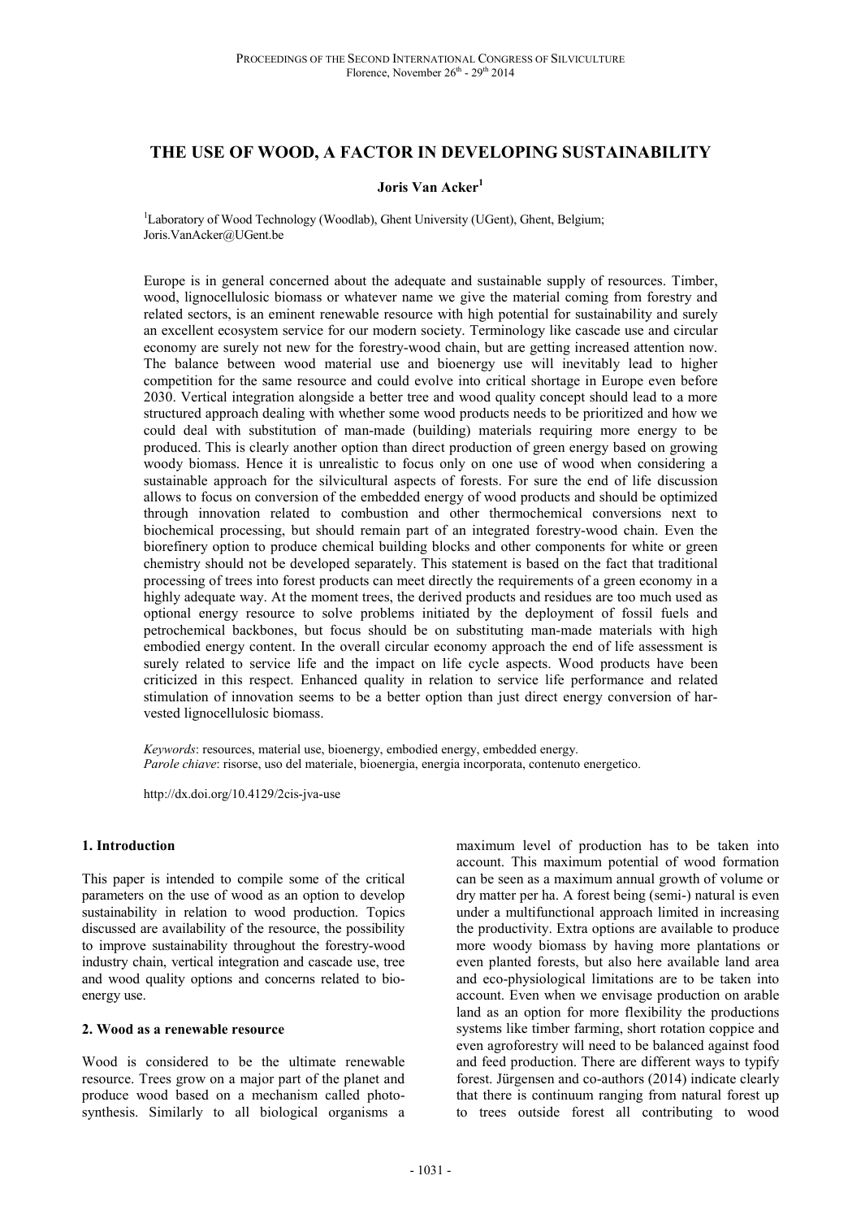# THE USE OF WOOD, A FACTOR IN DEVELOPING SUSTAINABILITY

**Joris Van Acker[1]**

[1]Laboratory of Wood Technology (Woodlab), Ghent University (UGent), Ghent, Belgium; Joris.VanAcker@UGent.be

Europe is in general concerned about the adequate and sustainable supply of resources. Timber, wood, lignocellulosic biomass or whatever name we give the material coming from forestry and related sectors, is an eminent renewable resource with high potential for sustainability and surely an excellent ecosystem service for our modern society. Terminology like cascade use and circular economy are surely not new for the forestry-wood chain, but are getting increased attention now. The balance between wood material use and bioenergy use will inevitably lead to higher competition for the same resource and could evolve into critical shortage in Europe even before 2030. Vertical integration alongside a better tree and wood quality concept should lead to a more structured approach dealing with whether some wood products needs to be prioritized and how we could deal with substitution of man-made (building) materials requiring more energy to be produced. This is clearly another option than direct production of green energy based on growing woody biomass. Hence it is unrealistic to focus only on one use of wood when considering a sustainable approach for the silvicultural aspects of forests. For sure the end of life discussion allows to focus on conversion of the embedded energy of wood products and should be optimized through innovation related to combustion and other thermochemical conversions next to biochemical processing, but should remain part of an integrated forestry-wood chain. Even the biorefinery option to produce chemical building blocks and other components for white or green chemistry should not be developed separately. This statement is based on the fact that traditional processing of trees into forest products can meet directly the requirements of a green economy in a highly adequate way. At the moment trees, the derived products and residues are too much used as optional energy resource to solve problems initiated by the deployment of fossil fuels and petrochemical backbones, but focus should be on substituting man-made materials with high embodied energy content. In the overall circular economy approach the end of life assessment is surely related to service life and the impact on life cycle aspects. Wood products have been criticized in this respect. Enhanced quality in relation to service life performance and related stimulation of innovation seems to be a better option than just direct energy conversion of harvested lignocellulosic biomass.

*Keywords*: resources, material use, bioenergy, embodied energy, embedded energy.
*Parole chiave*: risorse, uso del materiale, bioenergia, energia incorporata, contenuto energetico.

http://dx.doi.org/10.4129/2cis-jva-use

## 1. Introduction

This paper is intended to compile some of the critical parameters on the use of wood as an option to develop sustainability in relation to wood production. Topics discussed are availability of the resource, the possibility to improve sustainability throughout the forestry-wood industry chain, vertical integration and cascade use, tree and wood quality options and concerns related to bioenergy use.

## 2. Wood as a renewable resource

Wood is considered to be the ultimate renewable resource. Trees grow on a major part of the planet and produce wood based on a mechanism called photosynthesis. Similarly to all biological organisms a maximum level of production has to be taken into account. This maximum potential of wood formation can be seen as a maximum annual growth of volume or dry matter per ha. A forest being (semi-) natural is even under a multifunctional approach limited in increasing the productivity. Extra options are available to produce more woody biomass by having more plantations or even planted forests, but also here available land area and eco-physiological limitations are to be taken into account. Even when we envisage production on arable land as an option for more flexibility the productions systems like timber farming, short rotation coppice and even agroforestry will need to be balanced against food and feed production. There are different ways to typify forest. Jürgensen and co-authors (2014) indicate clearly that there is continuum ranging from natural forest up to trees outside forest all contributing to wood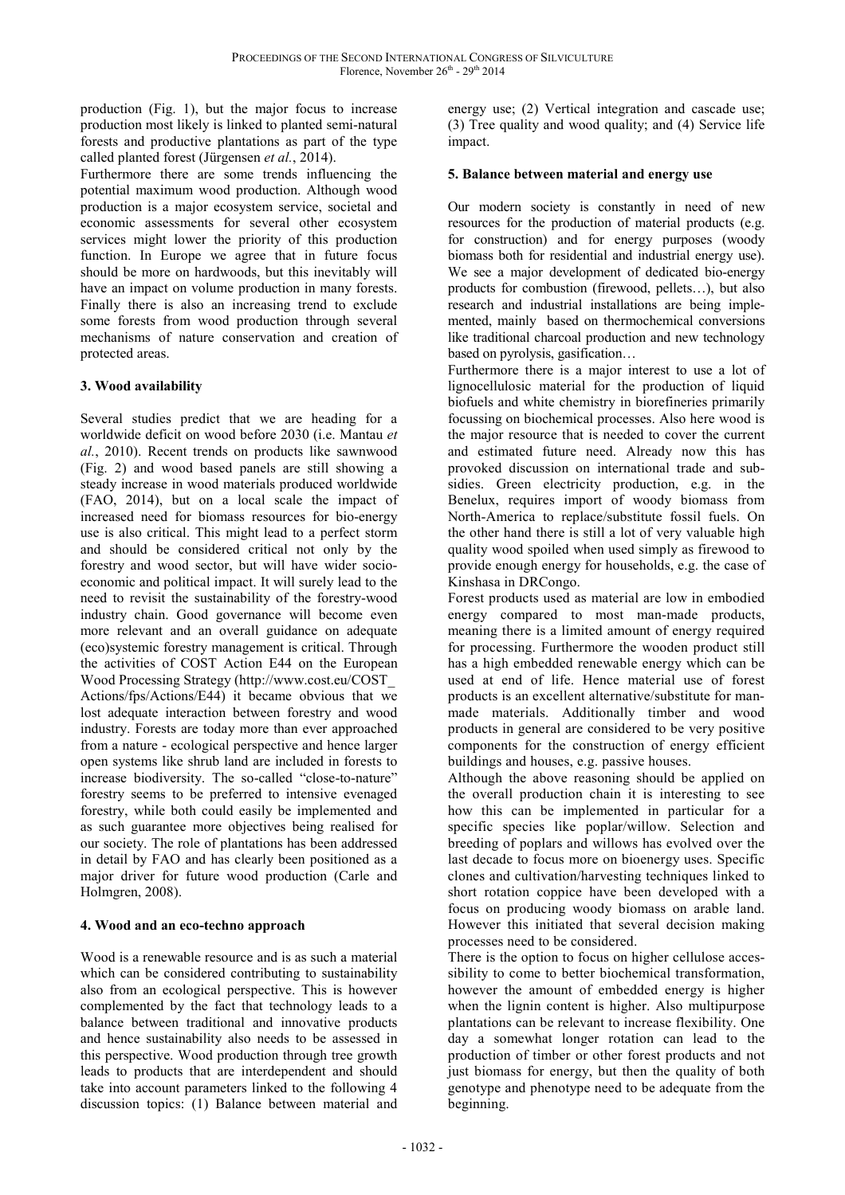production (Fig. 1), but the major focus to increase production most likely is linked to planted semi-natural forests and productive plantations as part of the type called planted forest (Jürgensen *et al.*, 2014).

Furthermore there are some trends influencing the potential maximum wood production. Although wood production is a major ecosystem service, societal and economic assessments for several other ecosystem services might lower the priority of this production function. In Europe we agree that in future focus should be more on hardwoods, but this inevitably will have an impact on volume production in many forests. Finally there is also an increasing trend to exclude some forests from wood production through several mechanisms of nature conservation and creation of protected areas.

## 3. Wood availability

Several studies predict that we are heading for a worldwide deficit on wood before 2030 (i.e. Mantau *et al.*, 2010). Recent trends on products like sawnwood (Fig. 2) and wood based panels are still showing a steady increase in wood materials produced worldwide (FAO, 2014), but on a local scale the impact of increased need for biomass resources for bio-energy use is also critical. This might lead to a perfect storm and should be considered critical not only by the forestry and wood sector, but will have wider socio-economic and political impact. It will surely lead to the need to revisit the sustainability of the forestry-wood industry chain. Good governance will become even more relevant and an overall guidance on adequate (eco)systemic forestry management is critical. Through the activities of COST Action E44 on the European Wood Processing Strategy (http://www.cost.eu/COST_Actions/fps/Actions/E44) it became obvious that we lost adequate interaction between forestry and wood industry. Forests are today more than ever approached from a nature - ecological perspective and hence larger open systems like shrub land are included in forests to increase biodiversity. The so-called "close-to-nature" forestry seems to be preferred to intensive evenaged forestry, while both could easily be implemented and as such guarantee more objectives being realised for our society. The role of plantations has been addressed in detail by FAO and has clearly been positioned as a major driver for future wood production (Carle and Holmgren, 2008).

## 4. Wood and an eco-techno approach

Wood is a renewable resource and is as such a material which can be considered contributing to sustainability also from an ecological perspective. This is however complemented by the fact that technology leads to a balance between traditional and innovative products and hence sustainability also needs to be assessed in this perspective. Wood production through tree growth leads to products that are interdependent and should take into account parameters linked to the following 4 discussion topics: (1) Balance between material and energy use; (2) Vertical integration and cascade use; (3) Tree quality and wood quality; and (4) Service life impact.

## 5. Balance between material and energy use

Our modern society is constantly in need of new resources for the production of material products (e.g. for construction) and for energy purposes (woody biomass both for residential and industrial energy use). We see a major development of dedicated bio-energy products for combustion (firewood, pellets…), but also research and industrial installations are being implemented, mainly based on thermochemical conversions like traditional charcoal production and new technology based on pyrolysis, gasification…

Furthermore there is a major interest to use a lot of lignocellulosic material for the production of liquid biofuels and white chemistry in biorefineries primarily focussing on biochemical processes. Also here wood is the major resource that is needed to cover the current and estimated future need. Already now this has provoked discussion on international trade and subsidies. Green electricity production, e.g. in the Benelux, requires import of woody biomass from North-America to replace/substitute fossil fuels. On the other hand there is still a lot of very valuable high quality wood spoiled when used simply as firewood to provide enough energy for households, e.g. the case of Kinshasa in DRCongo.

Forest products used as material are low in embodied energy compared to most man-made products, meaning there is a limited amount of energy required for processing. Furthermore the wooden product still has a high embedded renewable energy which can be used at end of life. Hence material use of forest products is an excellent alternative/substitute for man-made materials. Additionally timber and wood products in general are considered to be very positive components for the construction of energy efficient buildings and houses, e.g. passive houses.

Although the above reasoning should be applied on the overall production chain it is interesting to see how this can be implemented in particular for a specific species like poplar/willow. Selection and breeding of poplars and willows has evolved over the last decade to focus more on bioenergy uses. Specific clones and cultivation/harvesting techniques linked to short rotation coppice have been developed with a focus on producing woody biomass on arable land. However this initiated that several decision making processes need to be considered.

There is the option to focus on higher cellulose accessibility to come to better biochemical transformation, however the amount of embedded energy is higher when the lignin content is higher. Also multipurpose plantations can be relevant to increase flexibility. One day a somewhat longer rotation can lead to the production of timber or other forest products and not just biomass for energy, but then the quality of both genotype and phenotype need to be adequate from the beginning.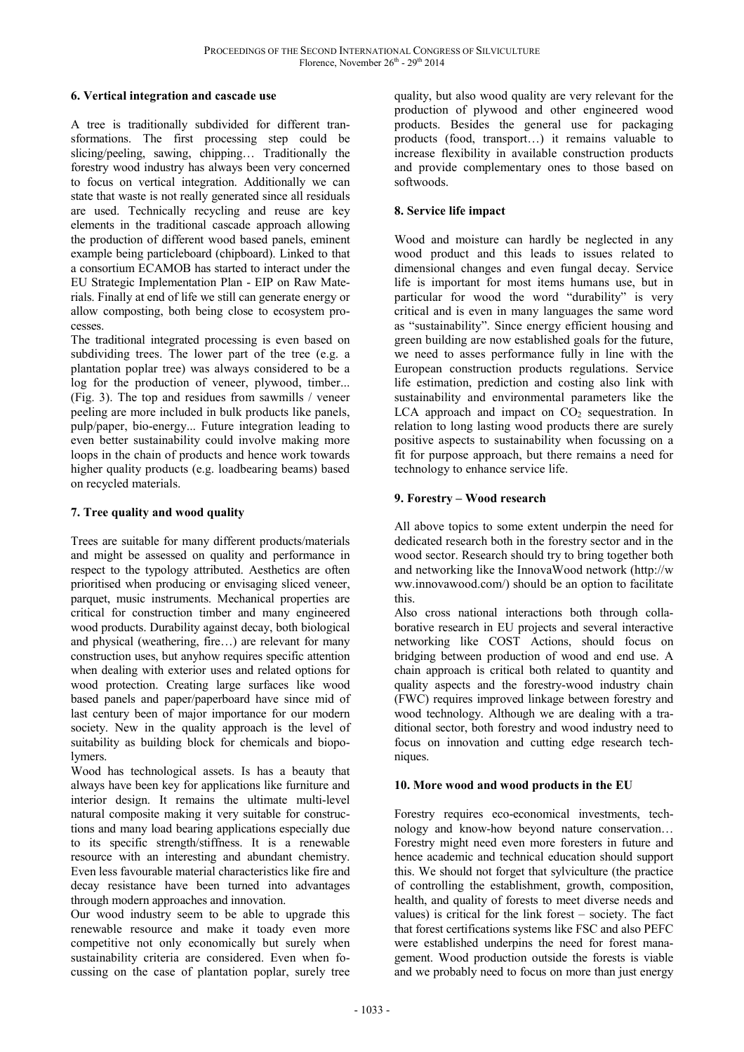## 6. Vertical integration and cascade use

A tree is traditionally subdivided for different transformations. The first processing step could be slicing/peeling, sawing, chipping… Traditionally the forestry wood industry has always been very concerned to focus on vertical integration. Additionally we can state that waste is not really generated since all residuals are used. Technically recycling and reuse are key elements in the traditional cascade approach allowing the production of different wood based panels, eminent example being particleboard (chipboard). Linked to that a consortium ECAMOB has started to interact under the EU Strategic Implementation Plan - EIP on Raw Materials. Finally at end of life we still can generate energy or allow composting, both being close to ecosystem processes.

The traditional integrated processing is even based on subdividing trees. The lower part of the tree (e.g. a plantation poplar tree) was always considered to be a log for the production of veneer, plywood, timber... (Fig. 3). The top and residues from sawmills / veneer peeling are more included in bulk products like panels, pulp/paper, bio-energy... Future integration leading to even better sustainability could involve making more loops in the chain of products and hence work towards higher quality products (e.g. loadbearing beams) based on recycled materials.

## 7. Tree quality and wood quality

Trees are suitable for many different products/materials and might be assessed on quality and performance in respect to the typology attributed. Aesthetics are often prioritised when producing or envisaging sliced veneer, parquet, music instruments. Mechanical properties are critical for construction timber and many engineered wood products. Durability against decay, both biological and physical (weathering, fire…) are relevant for many construction uses, but anyhow requires specific attention when dealing with exterior uses and related options for wood protection. Creating large surfaces like wood based panels and paper/paperboard have since mid of last century been of major importance for our modern society. New in the quality approach is the level of suitability as building block for chemicals and biopolymers.

Wood has technological assets. Is has a beauty that always have been key for applications like furniture and interior design. It remains the ultimate multi-level natural composite making it very suitable for constructions and many load bearing applications especially due to its specific strength/stiffness. It is a renewable resource with an interesting and abundant chemistry. Even less favourable material characteristics like fire and decay resistance have been turned into advantages through modern approaches and innovation.

Our wood industry seem to be able to upgrade this renewable resource and make it toady even more competitive not only economically but surely when sustainability criteria are considered. Even when focussing on the case of plantation poplar, surely tree quality, but also wood quality are very relevant for the production of plywood and other engineered wood products. Besides the general use for packaging products (food, transport…) it remains valuable to increase flexibility in available construction products and provide complementary ones to those based on softwoods.

## 8. Service life impact

Wood and moisture can hardly be neglected in any wood product and this leads to issues related to dimensional changes and even fungal decay. Service life is important for most items humans use, but in particular for wood the word "durability" is very critical and is even in many languages the same word as "sustainability". Since energy efficient housing and green building are now established goals for the future, we need to asses performance fully in line with the European construction products regulations. Service life estimation, prediction and costing also link with sustainability and environmental parameters like the LCA approach and impact on $CO_2$ sequestration. In relation to long lasting wood products there are surely positive aspects to sustainability when focussing on a fit for purpose approach, but there remains a need for technology to enhance service life.

## 9. Forestry – Wood research

All above topics to some extent underpin the need for dedicated research both in the forestry sector and in the wood sector. Research should try to bring together both and networking like the InnovaWood network (http://www.innovawood.com/) should be an option to facilitate this.

Also cross national interactions both through collaborative research in EU projects and several interactive networking like COST Actions, should focus on bridging between production of wood and end use. A chain approach is critical both related to quantity and quality aspects and the forestry-wood industry chain (FWC) requires improved linkage between forestry and wood technology. Although we are dealing with a traditional sector, both forestry and wood industry need to focus on innovation and cutting edge research techniques.

## 10. More wood and wood products in the EU

Forestry requires eco-economical investments, technology and know-how beyond nature conservation… Forestry might need even more foresters in future and hence academic and technical education should support this. We should not forget that sylviculture (the practice of controlling the establishment, growth, composition, health, and quality of forests to meet diverse needs and values) is critical for the link forest – society. The fact that forest certifications systems like FSC and also PEFC were established underpins the need for forest management. Wood production outside the forests is viable and we probably need to focus on more than just energy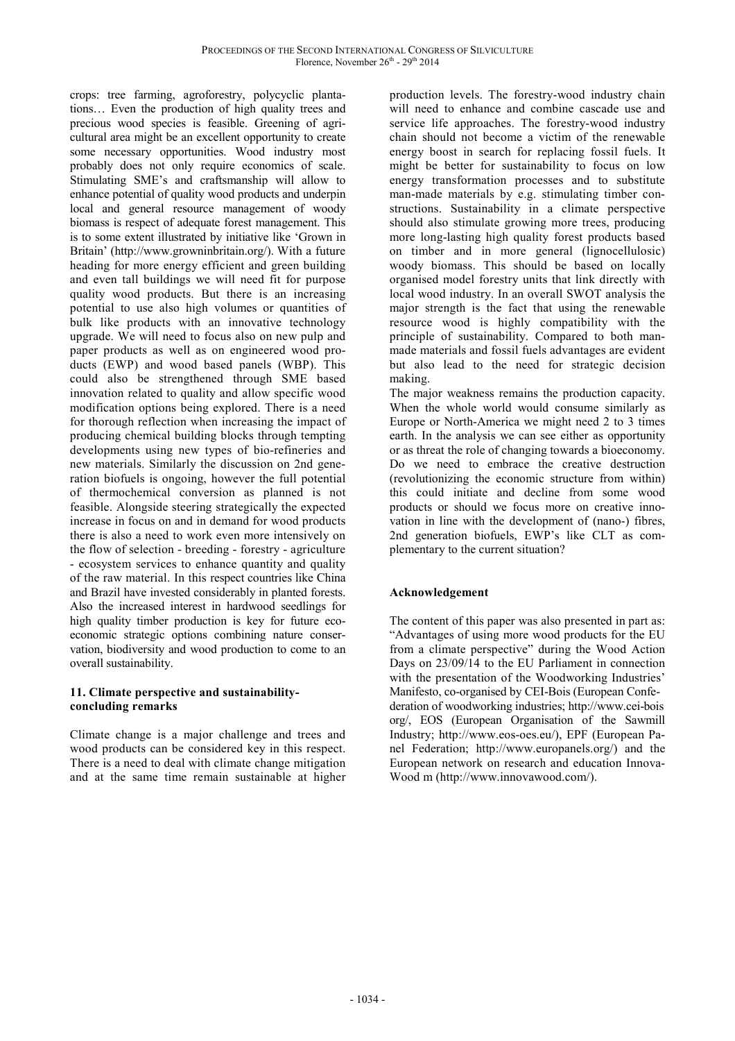crops: tree farming, agroforestry, polycyclic plantations… Even the production of high quality trees and precious wood species is feasible. Greening of agricultural area might be an excellent opportunity to create some necessary opportunities. Wood industry most probably does not only require economics of scale. Stimulating SME's and craftsmanship will allow to enhance potential of quality wood products and underpin local and general resource management of woody biomass is respect of adequate forest management. This is to some extent illustrated by initiative like 'Grown in Britain' (http://www.growninbritain.org/). With a future heading for more energy efficient and green building and even tall buildings we will need fit for purpose quality wood products. But there is an increasing potential to use also high volumes or quantities of bulk like products with an innovative technology upgrade. We will need to focus also on new pulp and paper products as well as on engineered wood products (EWP) and wood based panels (WBP). This could also be strengthened through SME based innovation related to quality and allow specific wood modification options being explored. There is a need for thorough reflection when increasing the impact of producing chemical building blocks through tempting developments using new types of bio-refineries and new materials. Similarly the discussion on 2nd generation biofuels is ongoing, however the full potential of thermochemical conversion as planned is not feasible. Alongside steering strategically the expected increase in focus on and in demand for wood products there is also a need to work even more intensively on the flow of selection - breeding - forestry - agriculture - ecosystem services to enhance quantity and quality of the raw material. In this respect countries like China and Brazil have invested considerably in planted forests. Also the increased interest in hardwood seedlings for high quality timber production is key for future eco-economic strategic options combining nature conservation, biodiversity and wood production to come to an overall sustainability.

## 11. Climate perspective and sustainability-concluding remarks

Climate change is a major challenge and trees and wood products can be considered key in this respect. There is a need to deal with climate change mitigation and at the same time remain sustainable at higher production levels. The forestry-wood industry chain will need to enhance and combine cascade use and service life approaches. The forestry-wood industry chain should not become a victim of the renewable energy boost in search for replacing fossil fuels. It might be better for sustainability to focus on low energy transformation processes and to substitute man-made materials by e.g. stimulating timber constructions. Sustainability in a climate perspective should also stimulate growing more trees, producing more long-lasting high quality forest products based on timber and in more general (lignocellulosic) woody biomass. This should be based on locally organised model forestry units that link directly with local wood industry. In an overall SWOT analysis the major strength is the fact that using the renewable resource wood is highly compatibility with the principle of sustainability. Compared to both man-made materials and fossil fuels advantages are evident but also lead to the need for strategic decision making.

The major weakness remains the production capacity. When the whole world would consume similarly as Europe or North-America we might need 2 to 3 times earth. In the analysis we can see either as opportunity or as threat the role of changing towards a bioeconomy. Do we need to embrace the creative destruction (revolutionizing the economic structure from within) this could initiate and decline from some wood products or should we focus more on creative innovation in line with the development of (nano-) fibres, 2nd generation biofuels, EWP's like CLT as complementary to the current situation?

## Acknowledgement

The content of this paper was also presented in part as: "Advantages of using more wood products for the EU from a climate perspective" during the Wood Action Days on 23/09/14 to the EU Parliament in connection with the presentation of the Woodworking Industries' Manifesto, co-organised by CEI-Bois (European Confederation of woodworking industries; http://www.cei-bois org/, EOS (European Organisation of the Sawmill Industry; http://www.eos-oes.eu/), EPF (European Panel Federation; http://www.europanels.org/) and the European network on research and education InnovaWood m (http://www.innovawood.com/).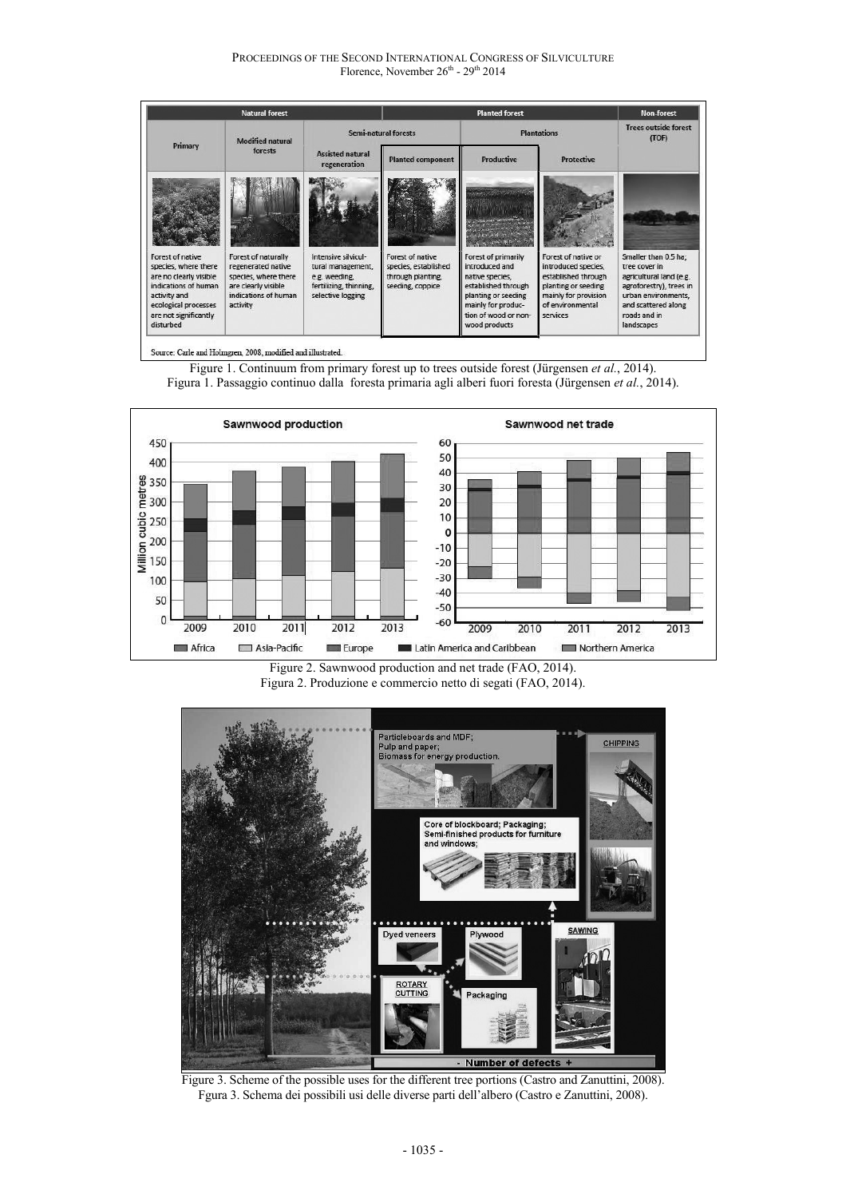Figure 1. Continuum from primary forest up to trees outside forest (Jürgensen *et al.*, 2014).
Figura 1. Passaggio continuo dalla foresta primaria agli alberi fuori foresta (Jürgensen *et al.*, 2014).

Figure 2. Sawnwood production and net trade (FAO, 2014).
Figura 2. Produzione e commercio netto di segati (FAO, 2014).

Figure 3. Scheme of the possible uses for the different tree portions (Castro and Zanuttini, 2008).
Fgura 3. Schema dei possibili usi delle diverse parti dell'albero (Castro e Zanuttini, 2008).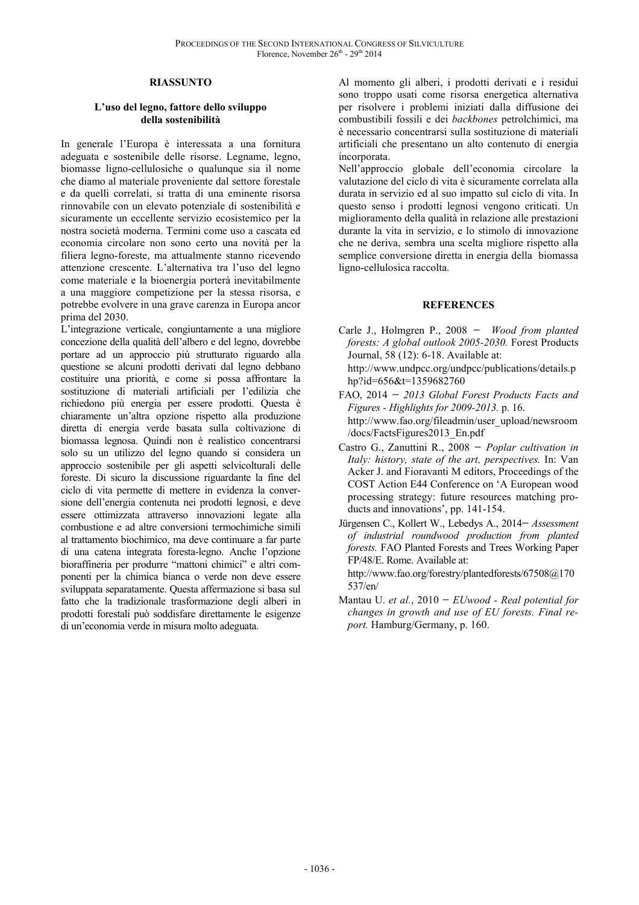## RIASSUNTO

### L'uso del legno, fattore dello sviluppo della sostenibilità

In generale l'Europa è interessata a una fornitura adeguata e sostenibile delle risorse. Legname, legno, biomasse ligno-cellulosiche o qualunque sia il nome che diamo al materiale proveniente dal settore forestale e da quelli correlati, si tratta di una eminente risorsa rinnovabile con un elevato potenziale di sostenibilità e sicuramente un eccellente servizio ecosistemico per la nostra società moderna. Termini come uso a cascata ed economia circolare non sono certo una novità per la filiera legno-foreste, ma attualmente stanno ricevendo attenzione crescente. L'alternativa tra l'uso del legno come materiale e la bioenergia porterà inevitabilmente a una maggiore competizione per la stessa risorsa, e potrebbe evolvere in una grave carenza in Europa ancor prima del 2030.

L'integrazione verticale, congiuntamente a una migliore concezione della qualità dell'albero e del legno, dovrebbe portare ad un approccio più strutturato riguardo alla questione se alcuni prodotti derivati dal legno debbano costituire una priorità, e come si possa affrontare la sostituzione di materiali artificiali per l'edilizia che richiedono più energia per essere prodotti. Questa è chiaramente un'altra opzione rispetto alla produzione diretta di energia verde basata sulla coltivazione di biomassa legnosa. Quindi non è realistico concentrarsi solo su un utilizzo del legno quando si considera un approccio sostenibile per gli aspetti selvicolturali delle foreste. Di sicuro la discussione riguardante la fine del ciclo di vita permette di mettere in evidenza la conversione dell'energia contenuta nei prodotti legnosi, e deve essere ottimizzata attraverso innovazioni legate alla combustione e ad altre conversioni termochimiche simili al trattamento biochimico, ma deve continuare a far parte di una catena integrata foresta-legno. Anche l'opzione bioraffineria per produrre "mattoni chimici" e altri componenti per la chimica bianca o verde non deve essere sviluppata separatamente. Questa affermazione si basa sul fatto che la tradizionale trasformazione degli alberi in prodotti forestali può soddisfare direttamente le esigenze di un'economia verde in misura molto adeguata.

Al momento gli alberi, i prodotti derivati e i residui sono troppo usati come risorsa energetica alternativa per risolvere i problemi iniziati dalla diffusione dei combustibili fossili e dei *backbones* petrolchimici, ma è necessario concentrarsi sulla sostituzione di materiali artificiali che presentano un alto contenuto di energia incorporata.

Nell'approccio globale dell'economia circolare la valutazione del ciclo di vita è sicuramente correlata alla durata in servizio ed al suo impatto sul ciclo di vita. In questo senso i prodotti legnosi vengono criticati. Un miglioramento della qualità in relazione alle prestazioni durante la vita in servizio, e lo stimolo di innovazione che ne deriva, sembra una scelta migliore rispetto alla semplice conversione diretta in energia della biomassa ligno-cellulosica raccolta.

## REFERENCES

Carle J., Holmgren P., 2008 – *Wood from planted forests: A global outlook 2005-2030.* Forest Products Journal, 58 (12): 6-18. Available at: http://www.undpcc.org/undpcc/publications/details.php?id=656&t=1359682760

FAO, 2014 – *2013 Global Forest Products Facts and Figures - Highlights for 2009-2013.* p. 16. http://www.fao.org/fileadmin/user_upload/newsroom/docs/FactsFigures2013_En.pdf

Castro G., Zanuttini R., 2008 – *Poplar cultivation in Italy: history, state of the art, perspectives.* In: Van Acker J. and Fioravanti M editors, Proceedings of the COST Action E44 Conference on 'A European wood processing strategy: future resources matching products and innovations', pp. 141-154.

Jürgensen C., Kollert W., Lebedys A., 2014– *Assessment of industrial roundwood production from planted forests.* FAO Planted Forests and Trees Working Paper FP/48/E. Rome. Available at: http://www.fao.org/forestry/plantedforests/67508@170537/en/

Mantau U. *et al.*, 2010 – *EUwood - Real potential for changes in growth and use of EU forests. Final report.* Hamburg/Germany, p. 160.